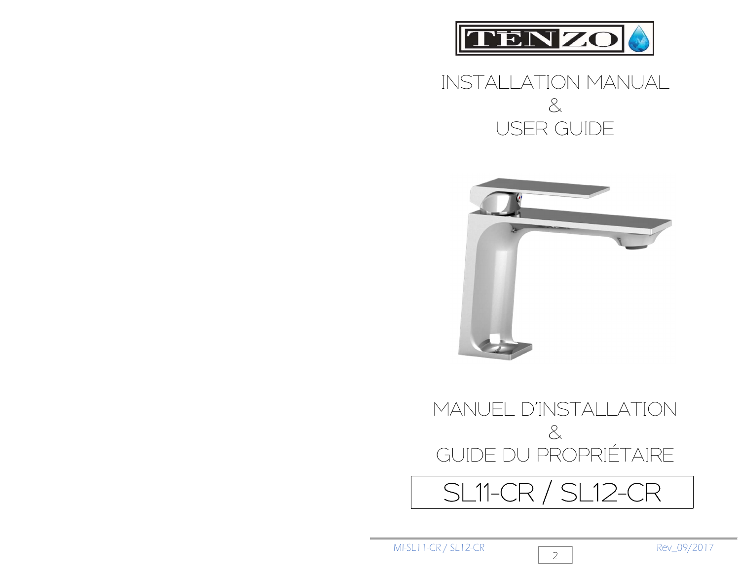TENZO

# INSTALLATION MANUAL
# &
# USER GUIDE

# MANUEL D'INSTALLATION
# &
# GUIDE DU PROPRIÉTAIRE

## SL11-CR / SL12-CR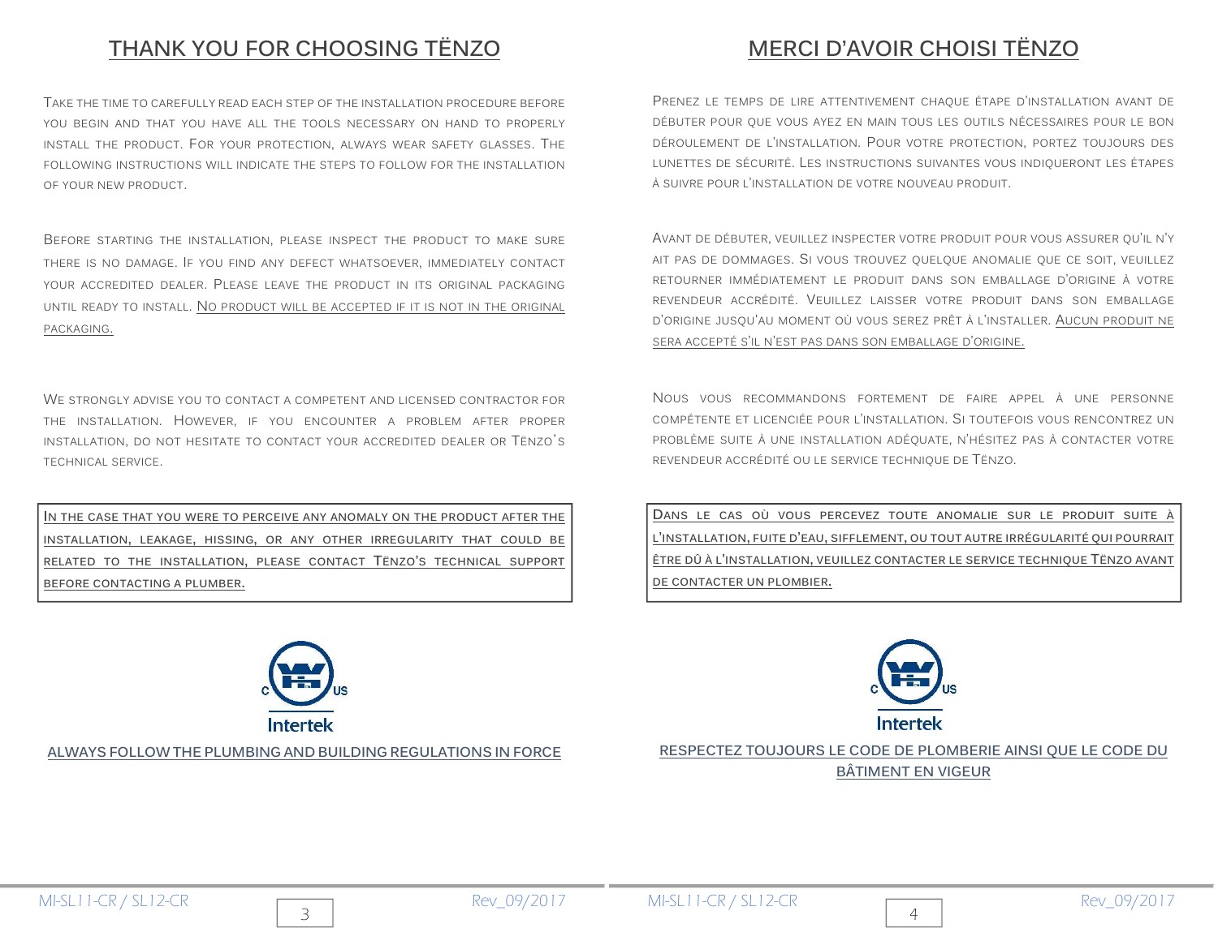## THANK YOU FOR CHOOSING TËNZO

Take the time to carefully read each step of the installation procedure before you begin and that you have all the tools necessary on hand to properly install the product. For your protection, always wear safety glasses. The following instructions will indicate the steps to follow for the installation of your new product.

Before starting the installation, please inspect the product to make sure there is no damage. If you find any defect whatsoever, immediately contact your accredited dealer. Please leave the product in its original packaging until ready to install. No product will be accepted if it is not in the original packaging.

We strongly advise you to contact a competent and licensed contractor for the installation. However, if you encounter a problem after proper installation, do not hesitate to contact your accredited dealer or Tënzo's technical service.

In the case that you were to perceive any anomaly on the product after the installation, leakage, hissing, or any other irregularity that could be related to the installation, please contact Tënzo's technical support before contacting a plumber.

C US Intertek

ALWAYS FOLLOW THE PLUMBING AND BUILDING REGULATIONS IN FORCE

## MERCI D'AVOIR CHOISI TËNZO

Prenez le temps de lire attentivement chaque étape d'installation avant de débuter pour que vous ayez en main tous les outils nécessaires pour le bon déroulement de l'installation. Pour votre protection, portez toujours des lunettes de sécurité. Les instructions suivantes vous indiqueront les étapes à suivre pour l'installation de votre nouveau produit.

Avant de débuter, veuillez inspecter votre produit pour vous assurer qu'il n'y ait pas de dommages. Si vous trouvez quelque anomalie que ce soit, veuillez retourner immédiatement le produit dans son emballage d'origine à votre revendeur accrédité. Veuillez laisser votre produit dans son emballage d'origine jusqu'au moment où vous serez prêt à l'installer. Aucun produit ne sera accepté s'il n'est pas dans son emballage d'origine.

Nous vous recommandons fortement de faire appel à une personne compétente et licenciée pour l'installation. Si toutefois vous rencontrez un problème suite à une installation adéquate, n'hésitez pas à contacter votre revendeur accrédité ou le service technique de Tënzo.

Dans le cas où vous percevez toute anomalie sur le produit suite à l'installation, fuite d'eau, sifflement, ou tout autre irrégularité qui pourrait être dû à l'installation, veuillez contacter le service technique Tënzo avant de contacter un plombier.

C US Intertek

RESPECTEZ TOUJOURS LE CODE DE PLOMBERIE AINSI QUE LE CODE DU BÂTIMENT EN VIGUEUR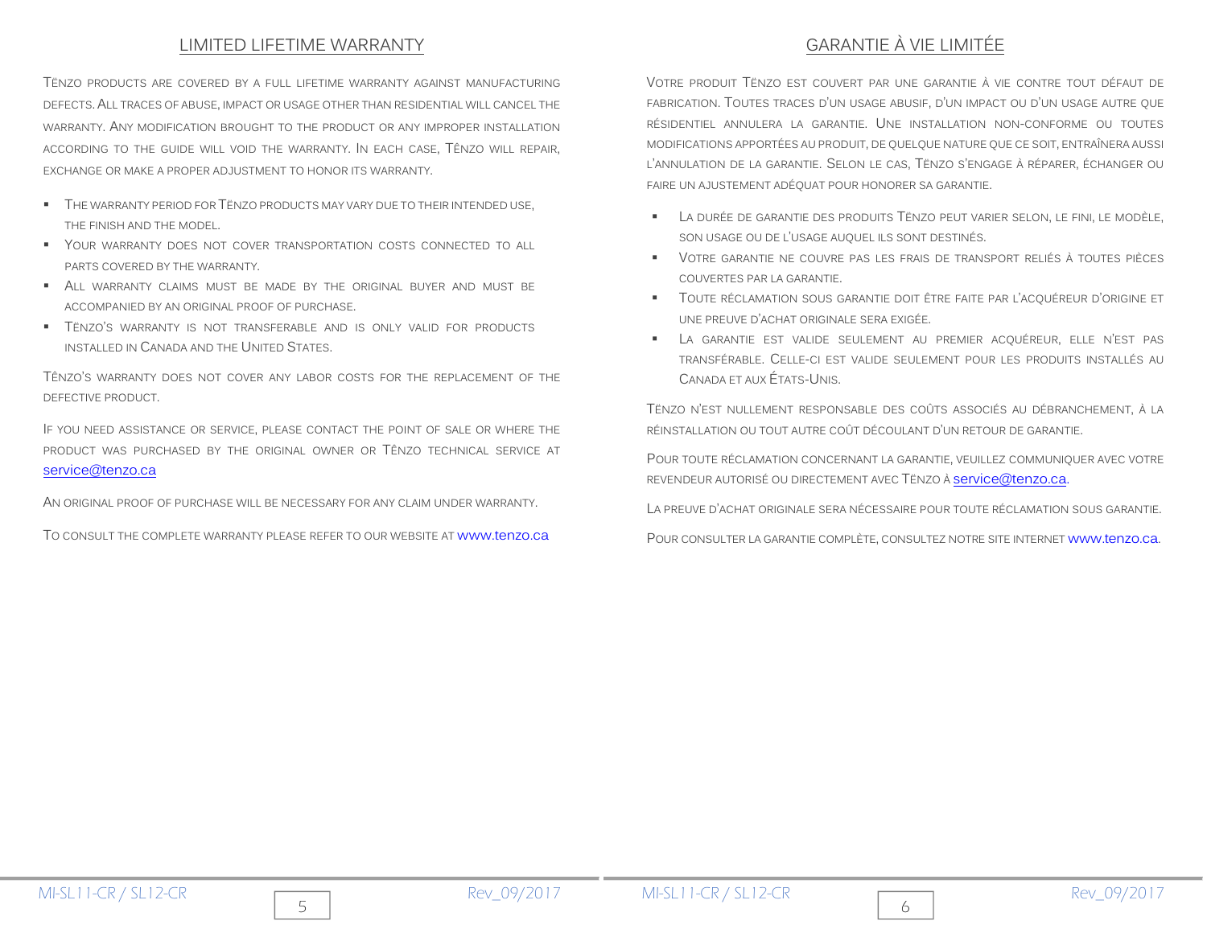## LIMITED LIFETIME WARRANTY

TÊNZO PRODUCTS ARE COVERED BY A FULL LIFETIME WARRANTY AGAINST MANUFACTURING DEFECTS. ALL TRACES OF ABUSE, IMPACT OR USAGE OTHER THAN RESIDENTIAL WILL CANCEL THE WARRANTY. ANY MODIFICATION BROUGHT TO THE PRODUCT OR ANY IMPROPER INSTALLATION ACCORDING TO THE GUIDE WILL VOID THE WARRANTY. IN EACH CASE, TÊNZO WILL REPAIR, EXCHANGE OR MAKE A PROPER ADJUSTMENT TO HONOR ITS WARRANTY.

- THE WARRANTY PERIOD FOR TÊNZO PRODUCTS MAY VARY DUE TO THEIR INTENDED USE, THE FINISH AND THE MODEL.
- YOUR WARRANTY DOES NOT COVER TRANSPORTATION COSTS CONNECTED TO ALL PARTS COVERED BY THE WARRANTY.
- ALL WARRANTY CLAIMS MUST BE MADE BY THE ORIGINAL BUYER AND MUST BE ACCOMPANIED BY AN ORIGINAL PROOF OF PURCHASE.
- TÊNZO'S WARRANTY IS NOT TRANSFERABLE AND IS ONLY VALID FOR PRODUCTS INSTALLED IN CANADA AND THE UNITED STATES.

TÊNZO'S WARRANTY DOES NOT COVER ANY LABOR COSTS FOR THE REPLACEMENT OF THE DEFECTIVE PRODUCT.

IF YOU NEED ASSISTANCE OR SERVICE, PLEASE CONTACT THE POINT OF SALE OR WHERE THE PRODUCT WAS PURCHASED BY THE ORIGINAL OWNER OR TÊNZO TECHNICAL SERVICE AT service@tenzo.ca

AN ORIGINAL PROOF OF PURCHASE WILL BE NECESSARY FOR ANY CLAIM UNDER WARRANTY.

TO CONSULT THE COMPLETE WARRANTY PLEASE REFER TO OUR WEBSITE AT www.tenzo.ca

## GARANTIE À VIE LIMITÉE

VOTRE PRODUIT TÊNZO EST COUVERT PAR UNE GARANTIE À VIE CONTRE TOUT DÉFAUT DE FABRICATION. TOUTES TRACES D'UN USAGE ABUSIF, D'UN IMPACT OU D'UN USAGE AUTRE QUE RÉSIDENTIEL ANNULERA LA GARANTIE. UNE INSTALLATION NON-CONFORME OU TOUTES MODIFICATIONS APPORTÉES AU PRODUIT, DE QUELQUE NATURE QUE CE SOIT, ENTRAÎNERA AUSSI L'ANNULATION DE LA GARANTIE. SELON LE CAS, TÊNZO S'ENGAGE À RÉPARER, ÉCHANGER OU FAIRE UN AJUSTEMENT ADÉQUAT POUR HONORER SA GARANTIE.

- LA DURÉE DE GARANTIE DES PRODUITS TÊNZO PEUT VARIER SELON, LE FINI, LE MODÈLE, SON USAGE OU DE L'USAGE AUQUEL ILS SONT DESTINÉS.
- VOTRE GARANTIE NE COUVRE PAS LES FRAIS DE TRANSPORT RELIÉS À TOUTES PIÈCES COUVERTES PAR LA GARANTIE.
- TOUTE RÉCLAMATION SOUS GARANTIE DOIT ÊTRE FAITE PAR L'ACQUÉREUR D'ORIGINE ET UNE PREUVE D'ACHAT ORIGINALE SERA EXIGÉE.
- LA GARANTIE EST VALIDE SEULEMENT AU PREMIER ACQUÉREUR, ELLE N'EST PAS TRANSFÉRABLE. CELLE-CI EST VALIDE SEULEMENT POUR LES PRODUITS INSTALLÉS AU CANADA ET AUX ÉTATS-UNIS.

TÊNZO N'EST NULLEMENT RESPONSABLE DES COÛTS ASSOCIÉS AU DÉBRANCHEMENT, À LA RÉINSTALLATION OU TOUT AUTRE COÛT DÉCOULANT D'UN RETOUR DE GARANTIE.

POUR TOUTE RÉCLAMATION CONCERNANT LA GARANTIE, VEUILLEZ COMMUNIQUER AVEC VOTRE REVENDEUR AUTORISÉ OU DIRECTEMENT AVEC TÊNZO À service@tenzo.ca.

LA PREUVE D'ACHAT ORIGINALE SERA NÉCESSAIRE POUR TOUTE RÉCLAMATION SOUS GARANTIE.

POUR CONSULTER LA GARANTIE COMPLÈTE, CONSULTEZ NOTRE SITE INTERNET www.tenzo.ca.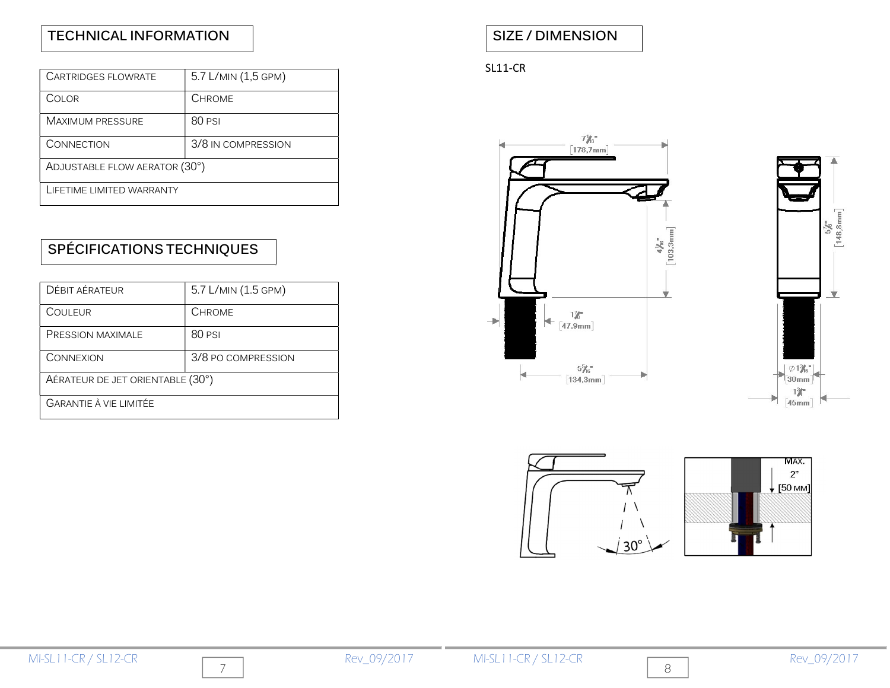## TECHNICAL INFORMATION

| | |
|---|---|
| CARTRIDGES FLOWRATE | 5.7 L/MIN (1,5 GPM) |
| COLOR | CHROME |
| MAXIMUM PRESSURE | 80 PSI |
| CONNECTION | 3/8 IN COMPRESSION |
| ADJUSTABLE FLOW AERATOR (30°) | |
| LIFETIME LIMITED WARRANTY | |

## SPÉCIFICATIONS TECHNIQUES

| | |
|---|---|
| DÉBIT AÉRATEUR | 5.7 L/MIN (1.5 GPM) |
| COULEUR | CHROME |
| PRESSION MAXIMALE | 80 PSI |
| CONNEXION | 3/8 PO COMPRESSION |
| AÉRATEUR DE JET ORIENTABLE (30°) | |
| GARANTIE À VIE LIMITÉE | |

## SIZE / DIMENSION

SL11-CR

7 1/16"
[178,7mm]

4 1/16"
[103,3mm]

1 7/8"
[47,9mm]

5 5/16"
[134,3mm]

5 7/8"
[148,8mm]

∅1 3/16"
[30mm]

1 3/4"
[45mm]

30°

MAX.
2"
[50 MM]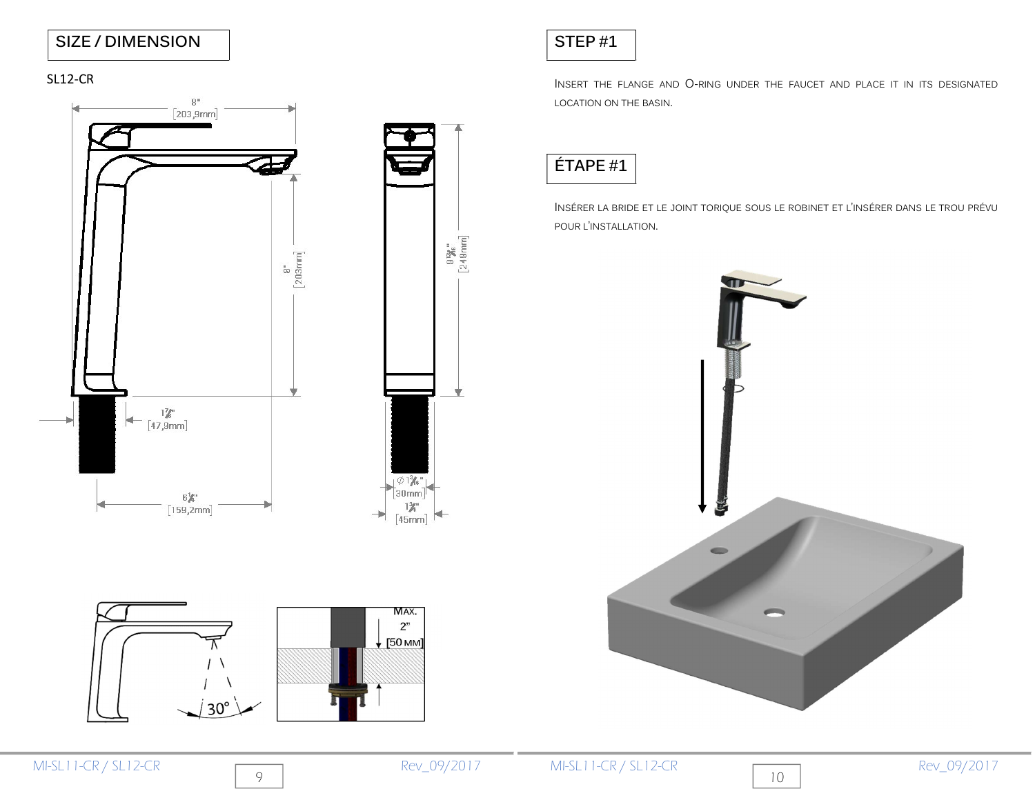## SIZE / DIMENSION

SL12-CR

8"
[203,9mm]

8"
[203mm]

9 13/16"
[249mm]

1 7/8"
[47,9mm]

6 1/4"
[159,2mm]

Ø 1 3/16"
[30mm]

1 3/4"
[45mm]

30°

MAX.
2"
[50 MM]

## STEP #1

INSERT THE FLANGE AND O-RING UNDER THE FAUCET AND PLACE IT IN ITS DESIGNATED LOCATION ON THE BASIN.

## ÉTAPE #1

INSÉRER LA BRIDE ET LE JOINT TORIQUE SOUS LE ROBINET ET L'INSÉRER DANS LE TROU PRÉVU POUR L'INSTALLATION.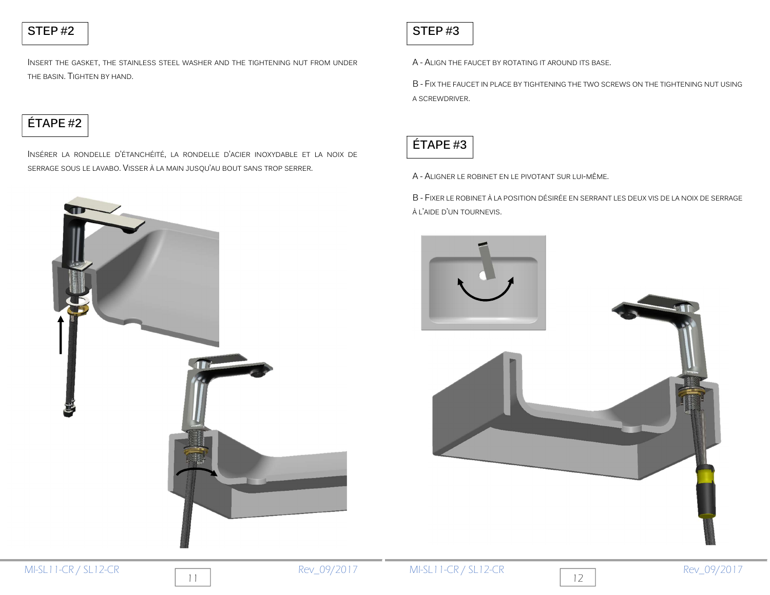## STEP #2

INSERT THE GASKET, THE STAINLESS STEEL WASHER AND THE TIGHTENING NUT FROM UNDER THE BASIN. TIGHTEN BY HAND.

## ÉTAPE #2

INSÉRER LA RONDELLE D'ÉTANCHÉITÉ, LA RONDELLE D'ACIER INOXYDABLE ET LA NOIX DE SERRAGE SOUS LE LAVABO. VISSER À LA MAIN JUSQU'AU BOUT SANS TROP SERRER.

## STEP #3

A - ALIGN THE FAUCET BY ROTATING IT AROUND ITS BASE.

B - FIX THE FAUCET IN PLACE BY TIGHTENING THE TWO SCREWS ON THE TIGHTENING NUT USING A SCREWDRIVER.

## ÉTAPE #3

A - ALIGNER LE ROBINET EN LE PIVOTANT SUR LUI-MÊME.

B - FIXER LE ROBINET À LA POSITION DÉSIRÉE EN SERRANT LES DEUX VIS DE LA NOIX DE SERRAGE À L'AIDE D'UN TOURNEVIS.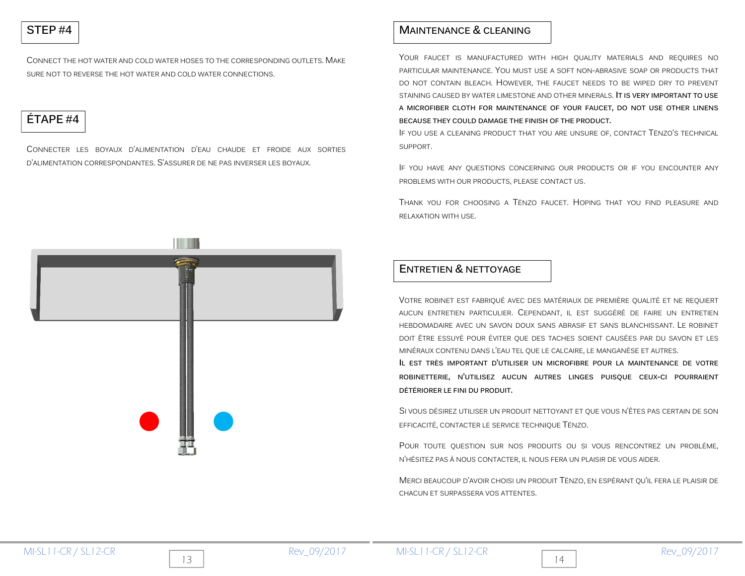## STEP #4

Connect the hot water and cold water hoses to the corresponding outlets. Make sure not to reverse the hot water and cold water connections.

## ÉTAPE #4

Connecter les boyaux d'alimentation d'eau chaude et froide aux sorties d'alimentation correspondantes. S'assurer de ne pas inverser les boyaux.

## MAINTENANCE & CLEANING

Your faucet is manufactured with high quality materials and requires no particular maintenance. You must use a soft non-abrasive soap or products that do not contain bleach. However, the faucet needs to be wiped dry to prevent staining caused by water limestone and other minerals. **It is very important to use a microfiber cloth for maintenance of your faucet, do not use other linens because they could damage the finish of the product.**
If you use a cleaning product that you are unsure of, contact Tënzo's technical support.

If you have any questions concerning our products or if you encounter any problems with our products, please contact us.

Thank you for choosing a Tënzo faucet. Hoping that you find pleasure and relaxation with use.

## ENTRETIEN & NETTOYAGE

Votre robinet est fabriqué avec des matériaux de première qualité et ne requiert aucun entretien particulier. Cependant, il est suggéré de faire un entretien hebdomadaire avec un savon doux sans abrasif et sans blanchissant. Le robinet doit être essuyé pour éviter que des taches soient causées par du savon et les minéraux contenu dans l'eau tel que le calcaire, le manganèse et autres.
**Il est très important d'utiliser un microfibre pour la maintenance de votre robinetterie, n'utilisez aucun autres linges puisque ceux-ci pourraient détériorer le fini du produit.**

Si vous désirez utiliser un produit nettoyant et que vous n'êtes pas certain de son efficacité, contacter le service technique Tënzo.

Pour toute question sur nos produits ou si vous rencontrez un problème, n'hésitez pas à nous contacter, il nous fera un plaisir de vous aider.

Merci beaucoup d'avoir choisi un produit Tënzo, en espérant qu'il fera le plaisir de chacun et surpassera vos attentes.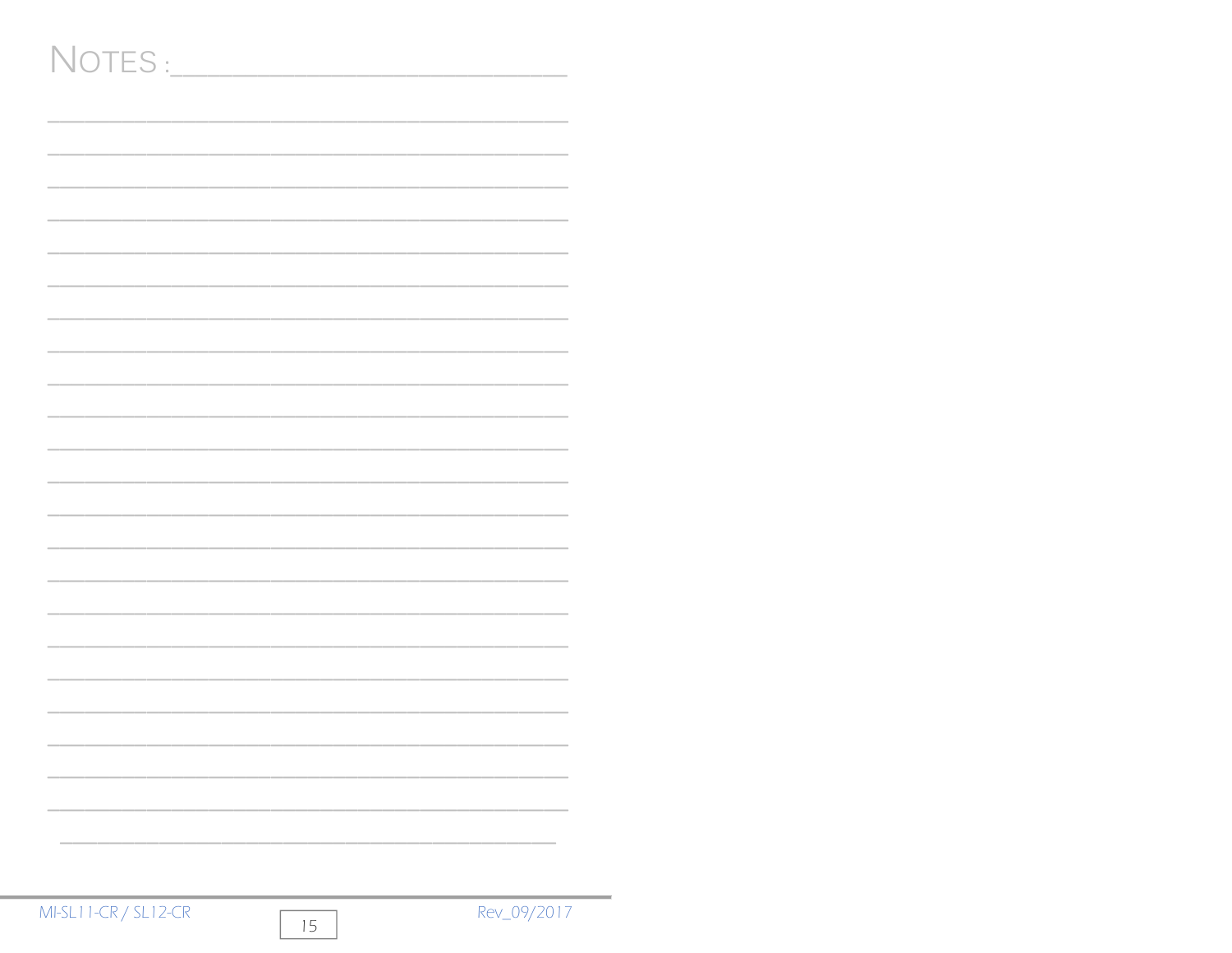# NOTES :